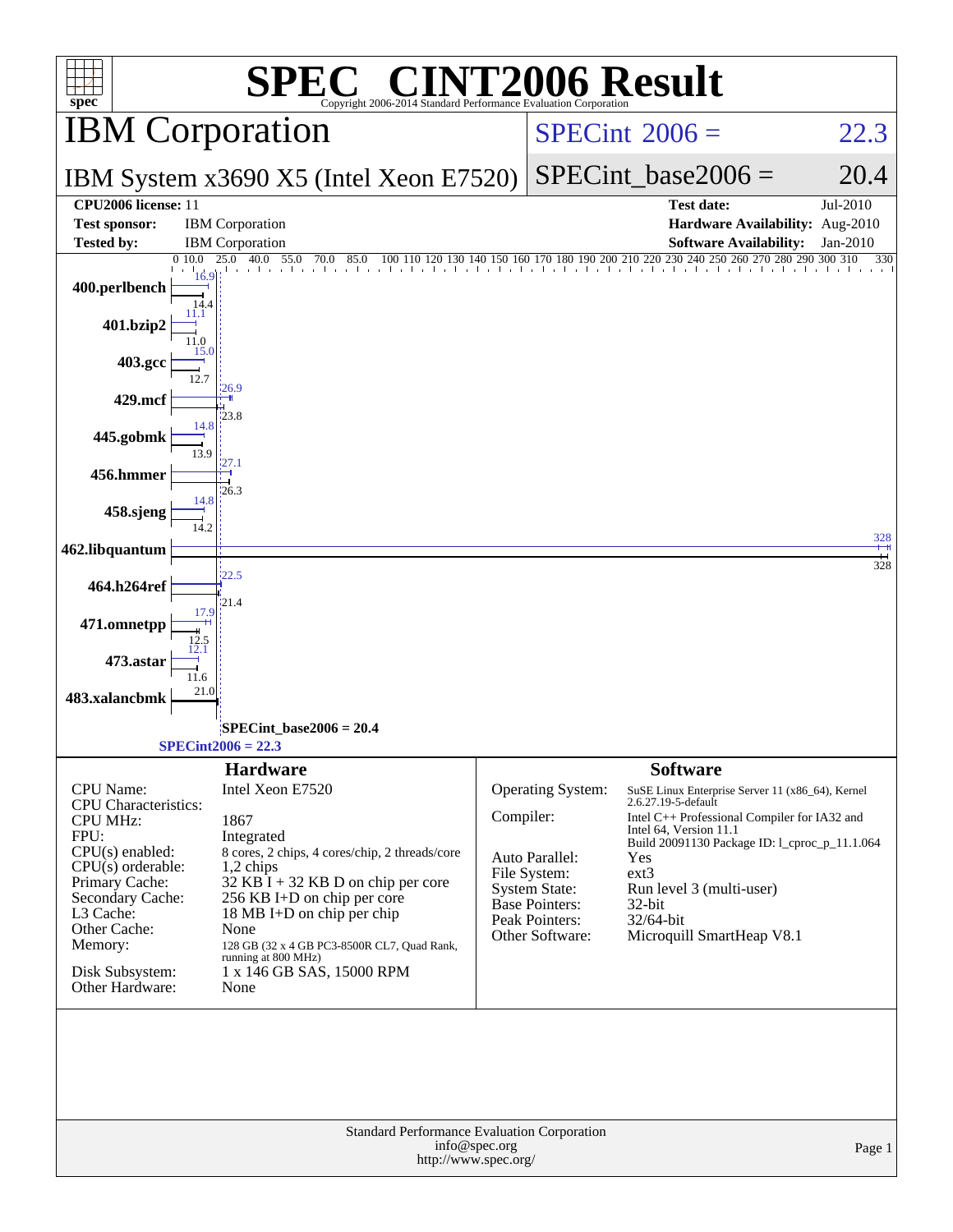# SPEC® CINT2006 Result

Copyright 2006-2014 Standard Performance Evaluation Corporation

## IBM Corporation

IBM System x3690 X5 (Intel Xeon E7520)

SPECint 2006 = 22.3

SPECint_base2006 = 20.4

| | | | |
|---|---|---|---|
| **CPU2006 license:** 11 | | **Test date:** | Jul-2010 |
| **Test sponsor:** | IBM Corporation | **Hardware Availability:** | Aug-2010 |
| **Tested by:** | IBM Corporation | **Software Availability:** | Jan-2010 |

| Benchmark | Peak | Base |
|---|---|---|
| 400.perlbench | 16.9 | 14.4 |
| 401.bzip2 | 11.1 | 11.0 |
| 403.gcc | 15.0 | 12.7 |
| 429.mcf | 26.9 | 23.8 |
| 445.gobmk | 14.8 | 13.9 |
| 456.hmmer | 27.1 | 26.3 |
| 458.sjeng | 14.8 | 14.2 |
| 462.libquantum | 328 | 328 |
| 464.h264ref | 22.5 | 21.4 |
| 471.omnetpp | 17.9 | 12.5 |
| 473.astar | 12.1 | 11.6 |
| 483.xalancbmk | 21.0 | |

SPECint_base2006 = 20.4

SPECint2006 = 22.3

## Hardware

| | |
|---|---|
| CPU Name: | Intel Xeon E7520 |
| CPU Characteristics: | |
| CPU MHz: | 1867 |
| FPU: | Integrated |
| CPU(s) enabled: | 8 cores, 2 chips, 4 cores/chip, 2 threads/core |
| CPU(s) orderable: | 1,2 chips |
| Primary Cache: | 32 KB I + 32 KB D on chip per core |
| Secondary Cache: | 256 KB I+D on chip per core |
| L3 Cache: | 18 MB I+D on chip per chip |
| Other Cache: | None |
| Memory: | 128 GB (32 x 4 GB PC3-8500R CL7, Quad Rank, running at 800 MHz) |
| Disk Subsystem: | 1 x 146 GB SAS, 15000 RPM |
| Other Hardware: | None |

## Software

| | |
|---|---|
| Operating System: | SuSE Linux Enterprise Server 11 (x86_64), Kernel 2.6.27.19-5-default |
| Compiler: | Intel C++ Professional Compiler for IA32 and Intel 64, Version 11.1 Build 20091130 Package ID: l_cproc_p_11.1.064 |
| Auto Parallel: | Yes |
| File System: | ext3 |
| System State: | Run level 3 (multi-user) |
| Base Pointers: | 32-bit |
| Peak Pointers: | 32/64-bit |
| Other Software: | Microquill SmartHeap V8.1 |

Standard Performance Evaluation Corporation
info@spec.org
http://www.spec.org/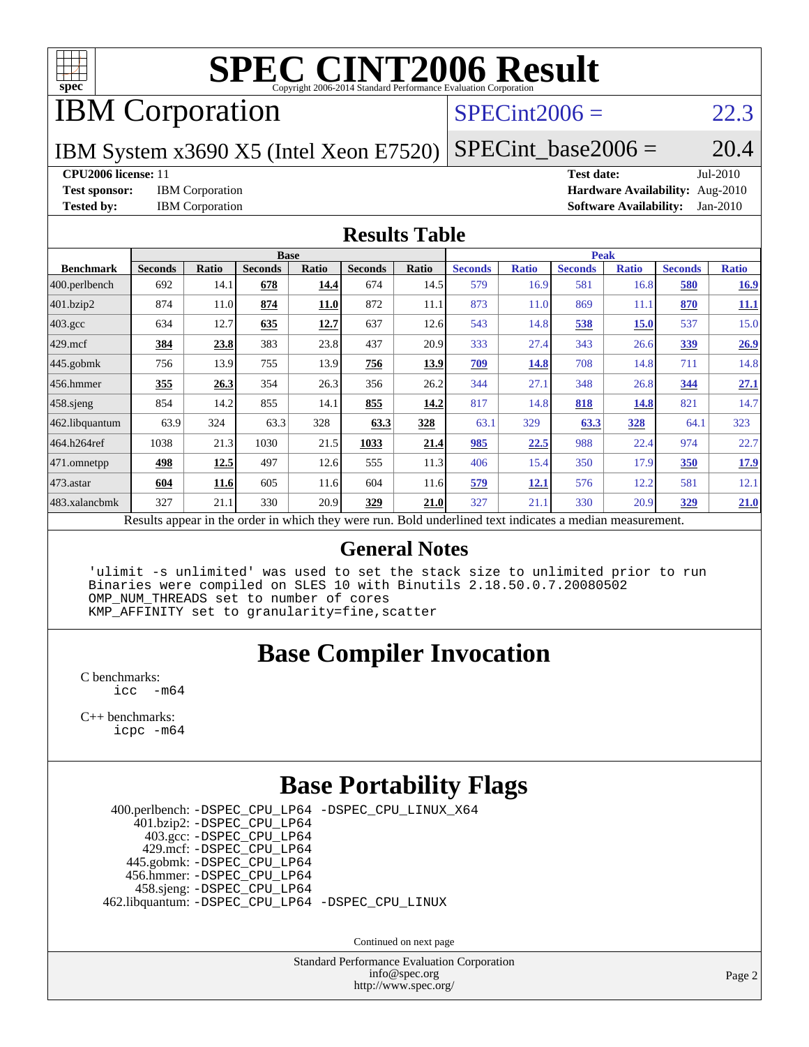# SPEC CINT2006 Result

Copyright 2006-2014 Standard Performance Evaluation Corporation

## IBM Corporation

IBM System x3690 X5 (Intel Xeon E7520)

SPECint2006 = 22.3

SPECint_base2006 = 20.4

**CPU2006 license:** 11
**Test sponsor:** IBM Corporation
**Tested by:** IBM Corporation
**Test date:** Jul-2010
**Hardware Availability:** Aug-2010
**Software Availability:** Jan-2010

## Results Table

| Benchmark | Base | | | | | | Peak | | | | | |
|---|---|---|---|---|---|---|---|---|---|---|---|---|
| | Seconds | Ratio | Seconds | Ratio | Seconds | Ratio | Seconds | Ratio | Seconds | Ratio | Seconds | Ratio |
| 400.perlbench | 692 | 14.1 | **678** | **14.4** | 674 | 14.5 | 579 | 16.9 | 581 | 16.8 | **580** | **16.9** |
| 401.bzip2 | 874 | 11.0 | **874** | **11.0** | 872 | 11.1 | 873 | 11.0 | 869 | 11.1 | **870** | **11.1** |
| 403.gcc | 634 | 12.7 | **635** | **12.7** | 637 | 12.6 | 543 | 14.8 | **538** | **15.0** | 537 | 15.0 |
| 429.mcf | **384** | **23.8** | 383 | 23.8 | 437 | 20.9 | 333 | 27.4 | 343 | 26.6 | **339** | **26.9** |
| 445.gobmk | 756 | 13.9 | 755 | 13.9 | **756** | **13.9** | **709** | **14.8** | 708 | 14.8 | 711 | 14.8 |
| 456.hmmer | **355** | **26.3** | 354 | 26.3 | 356 | 26.2 | 344 | 27.1 | 348 | 26.8 | **344** | **27.1** |
| 458.sjeng | 854 | 14.2 | 855 | 14.1 | **855** | **14.2** | 817 | 14.8 | **818** | **14.8** | 821 | 14.7 |
| 462.libquantum | 63.9 | 324 | 63.3 | 328 | **63.3** | **328** | 63.1 | 329 | **63.3** | **328** | 64.1 | 323 |
| 464.h264ref | 1038 | 21.3 | 1030 | 21.5 | **1033** | **21.4** | **985** | **22.5** | 988 | 22.4 | 974 | 22.7 |
| 471.omnetpp | **498** | **12.5** | 497 | 12.6 | 555 | 11.3 | 406 | 15.4 | 350 | 17.9 | **350** | **17.9** |
| 473.astar | **604** | **11.6** | 605 | 11.6 | 604 | 11.6 | **579** | **12.1** | 576 | 12.2 | 581 | 12.1 |
| 483.xalancbmk | 327 | 21.1 | 330 | 20.9 | **329** | **21.0** | 327 | 21.1 | 330 | 20.9 | **329** | **21.0** |

Results appear in the order in which they were run. Bold underlined text indicates a median measurement.

## General Notes

```
'ulimit -s unlimited' was used to set the stack size to unlimited prior to run
Binaries were compiled on SLES 10 with Binutils 2.18.50.0.7.20080502
OMP_NUM_THREADS set to number of cores
KMP_AFFINITY set to granularity=fine,scatter
```

## Base Compiler Invocation

C benchmarks:
```
icc  -m64
```

C++ benchmarks:
```
icpc -m64
```

## Base Portability Flags

400.perlbench: -DSPEC_CPU_LP64 -DSPEC_CPU_LINUX_X64
401.bzip2: -DSPEC_CPU_LP64
403.gcc: -DSPEC_CPU_LP64
429.mcf: -DSPEC_CPU_LP64
445.gobmk: -DSPEC_CPU_LP64
456.hmmer: -DSPEC_CPU_LP64
458.sjeng: -DSPEC_CPU_LP64
462.libquantum: -DSPEC_CPU_LP64 -DSPEC_CPU_LINUX

Continued on next page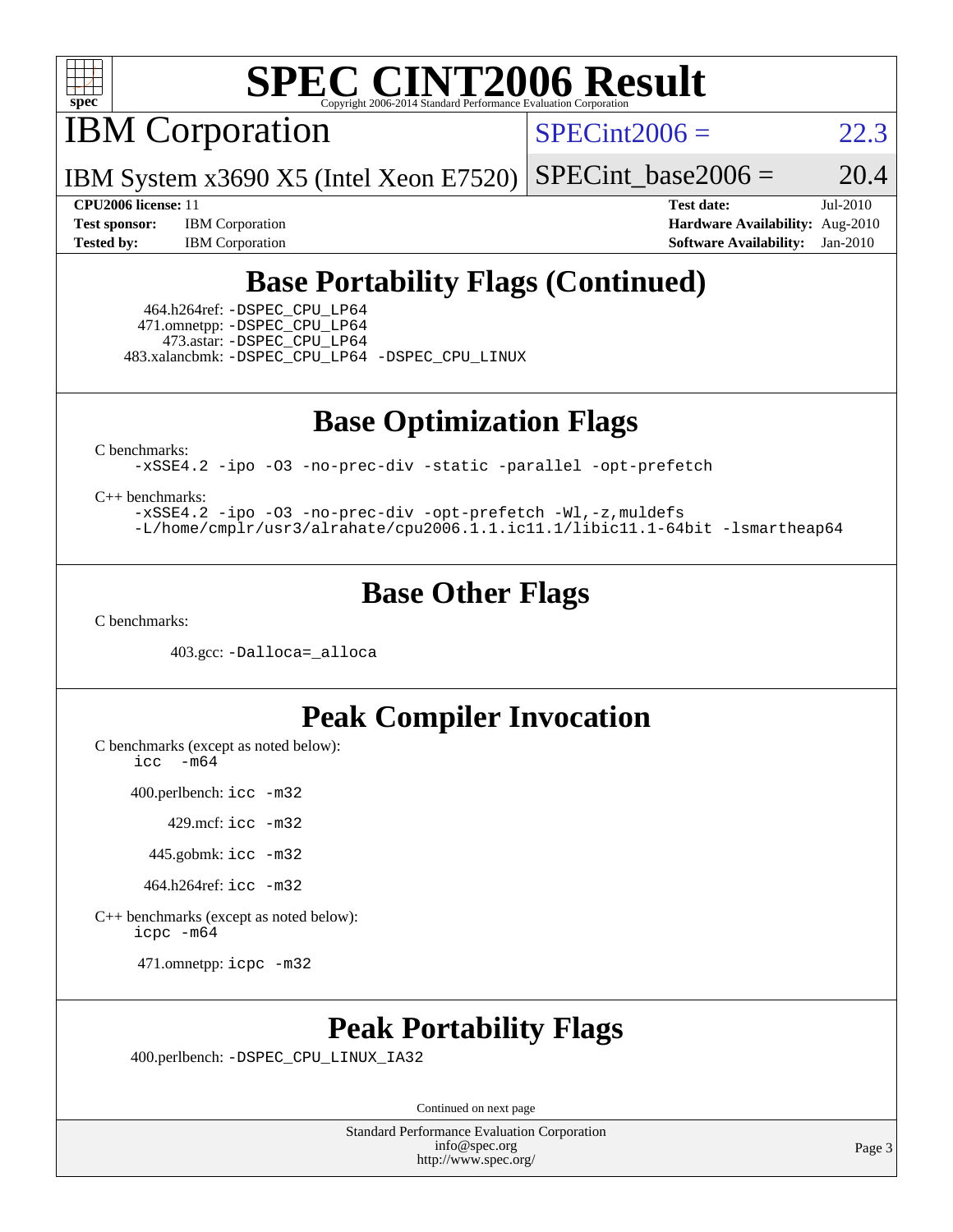# SPEC CINT2006 Result

Copyright 2006-2014 Standard Performance Evaluation Corporation

## IBM Corporation

IBM System x3690 X5 (Intel Xeon E7520)

SPECint2006 = 22.3

SPECint_base2006 = 20.4

**CPU2006 license:** 11
**Test sponsor:** IBM Corporation
**Tested by:** IBM Corporation

**Test date:** Jul-2010
**Hardware Availability:** Aug-2010
**Software Availability:** Jan-2010

## Base Portability Flags (Continued)

464.h264ref: `-DSPEC_CPU_LP64`
471.omnetpp: `-DSPEC_CPU_LP64`
473.astar: `-DSPEC_CPU_LP64`
483.xalancbmk: `-DSPEC_CPU_LP64 -DSPEC_CPU_LINUX`

## Base Optimization Flags

C benchmarks:

```
-xSSE4.2 -ipo -O3 -no-prec-div -static -parallel -opt-prefetch
```

C++ benchmarks:

```
-xSSE4.2 -ipo -O3 -no-prec-div -opt-prefetch -Wl,-z,muldefs
-L/home/cmplr/usr3/alrahate/cpu2006.1.1.ic11.1/libic11.1-64bit -lsmartheap64
```

## Base Other Flags

C benchmarks:

403.gcc: `-Dalloca=_alloca`

## Peak Compiler Invocation

C benchmarks (except as noted below):

```
icc -m64
```

400.perlbench: `icc -m32`

429.mcf: `icc -m32`

445.gobmk: `icc -m32`

464.h264ref: `icc -m32`

C++ benchmarks (except as noted below):

```
icpc -m64
```

471.omnetpp: `icpc -m32`

## Peak Portability Flags

400.perlbench: `-DSPEC_CPU_LINUX_IA32`

Continued on next page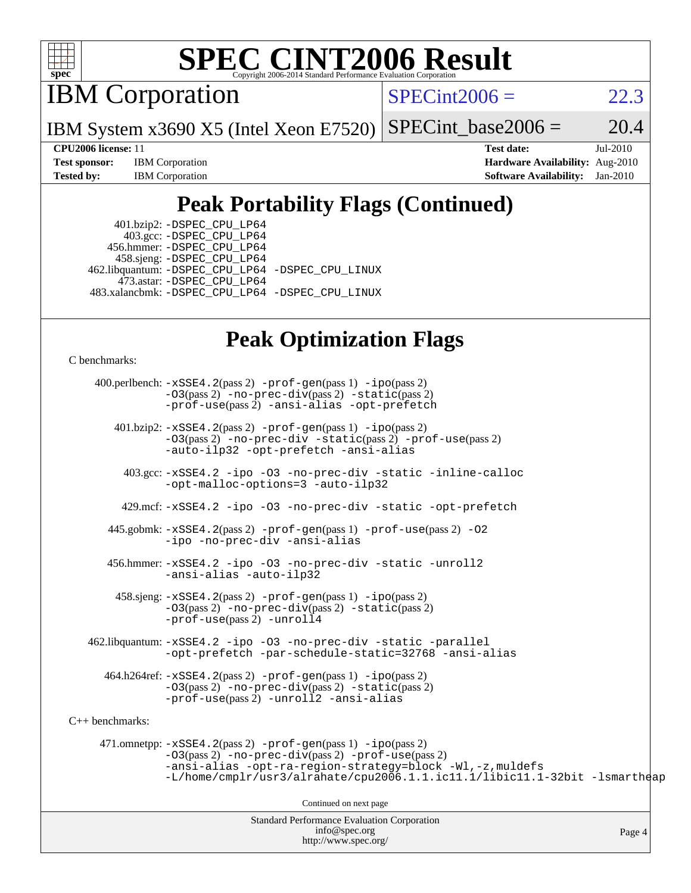# SPEC CINT2006 Result

## IBM Corporation

IBM System x3690 X5 (Intel Xeon E7520)

SPECint2006 = 22.3

SPECint_base2006 = 20.4

**CPU2006 license:** 11
**Test sponsor:** IBM Corporation
**Tested by:** IBM Corporation

**Test date:** Jul-2010
**Hardware Availability:** Aug-2010
**Software Availability:** Jan-2010

## Peak Portability Flags (Continued)

401.bzip2: -DSPEC_CPU_LP64
403.gcc: -DSPEC_CPU_LP64
456.hmmer: -DSPEC_CPU_LP64
458.sjeng: -DSPEC_CPU_LP64
462.libquantum: -DSPEC_CPU_LP64 -DSPEC_CPU_LINUX
473.astar: -DSPEC_CPU_LP64
483.xalancbmk: -DSPEC_CPU_LP64 -DSPEC_CPU_LINUX

## Peak Optimization Flags

C benchmarks:

400.perlbench: -xSSE4.2(pass 2) -prof-gen(pass 1) -ipo(pass 2) -O3(pass 2) -no-prec-div(pass 2) -static(pass 2) -prof-use(pass 2) -ansi-alias -opt-prefetch

401.bzip2: -xSSE4.2(pass 2) -prof-gen(pass 1) -ipo(pass 2) -O3(pass 2) -no-prec-div -static(pass 2) -prof-use(pass 2) -auto-ilp32 -opt-prefetch -ansi-alias

403.gcc: -xSSE4.2 -ipo -O3 -no-prec-div -static -inline-calloc -opt-malloc-options=3 -auto-ilp32

429.mcf: -xSSE4.2 -ipo -O3 -no-prec-div -static -opt-prefetch

445.gobmk: -xSSE4.2(pass 2) -prof-gen(pass 1) -prof-use(pass 2) -O2 -ipo -no-prec-div -ansi-alias

456.hmmer: -xSSE4.2 -ipo -O3 -no-prec-div -static -unroll2 -ansi-alias -auto-ilp32

458.sjeng: -xSSE4.2(pass 2) -prof-gen(pass 1) -ipo(pass 2) -O3(pass 2) -no-prec-div(pass 2) -static(pass 2) -prof-use(pass 2) -unroll4

462.libquantum: -xSSE4.2 -ipo -O3 -no-prec-div -static -parallel -opt-prefetch -par-schedule-static=32768 -ansi-alias

464.h264ref: -xSSE4.2(pass 2) -prof-gen(pass 1) -ipo(pass 2) -O3(pass 2) -no-prec-div(pass 2) -static(pass 2) -prof-use(pass 2) -unroll2 -ansi-alias

C++ benchmarks:

471.omnetpp: -xSSE4.2(pass 2) -prof-gen(pass 1) -ipo(pass 2) -O3(pass 2) -no-prec-div(pass 2) -prof-use(pass 2) -ansi-alias -opt-ra-region-strategy=block -Wl,-z,muldefs -L/home/cmplr/usr3/alrahate/cpu2006.1.1.ic11.1/libic11.1-32bit -lsmartheap

Continued on next page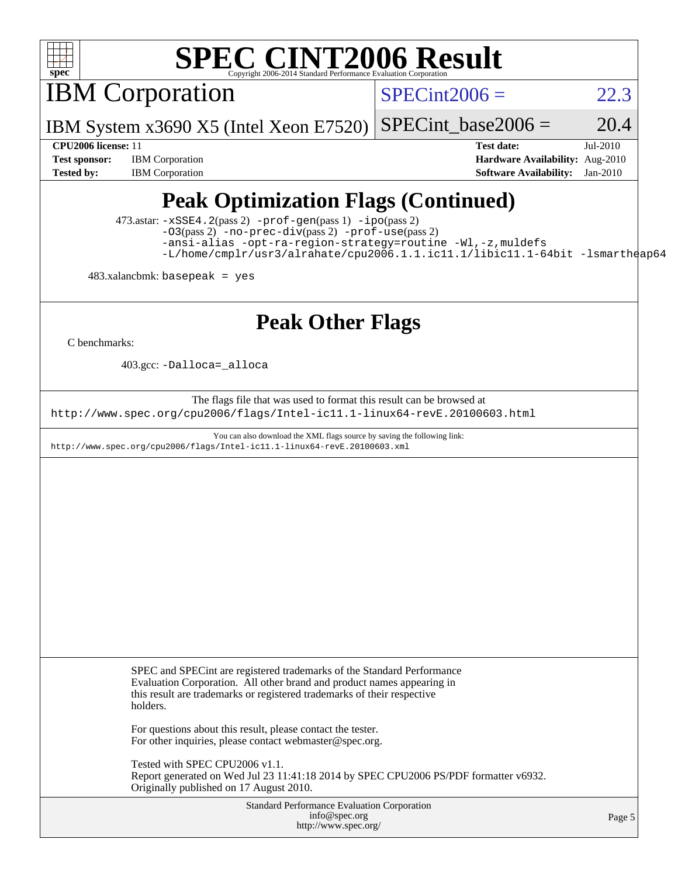# SPEC CINT2006 Result

Copyright 2006-2014 Standard Performance Evaluation Corporation

## IBM Corporation

IBM System x3690 X5 (Intel Xeon E7520)

SPECint2006 = 22.3

SPECint_base2006 = 20.4

**CPU2006 license:** 11
**Test sponsor:** IBM Corporation
**Tested by:** IBM Corporation

**Test date:** Jul-2010
**Hardware Availability:** Aug-2010
**Software Availability:** Jan-2010

## Peak Optimization Flags (Continued)

473.astar: -xSSE4.2(pass 2) -prof-gen(pass 1) -ipo(pass 2) -O3(pass 2) -no-prec-div(pass 2) -prof-use(pass 2) -ansi-alias -opt-ra-region-strategy=routine -Wl,-z,muldefs -L/home/cmplr/usr3/alrahate/cpu2006.1.1.ic11.1/libic11.1-64bit -lsmartheap64

483.xalancbmk: basepeak = yes

## Peak Other Flags

C benchmarks:

403.gcc: -Dalloca=_alloca

The flags file that was used to format this result can be browsed at
http://www.spec.org/cpu2006/flags/Intel-ic11.1-linux64-revE.20100603.html

You can also download the XML flags source by saving the following link:
http://www.spec.org/cpu2006/flags/Intel-ic11.1-linux64-revE.20100603.xml

SPEC and SPECint are registered trademarks of the Standard Performance Evaluation Corporation. All other brand and product names appearing in this result are trademarks or registered trademarks of their respective holders.

For questions about this result, please contact the tester.
For other inquiries, please contact webmaster@spec.org.

Tested with SPEC CPU2006 v1.1.
Report generated on Wed Jul 23 11:41:18 2014 by SPEC CPU2006 PS/PDF formatter v6932.
Originally published on 17 August 2010.

Standard Performance Evaluation Corporation
info@spec.org
http://www.spec.org/